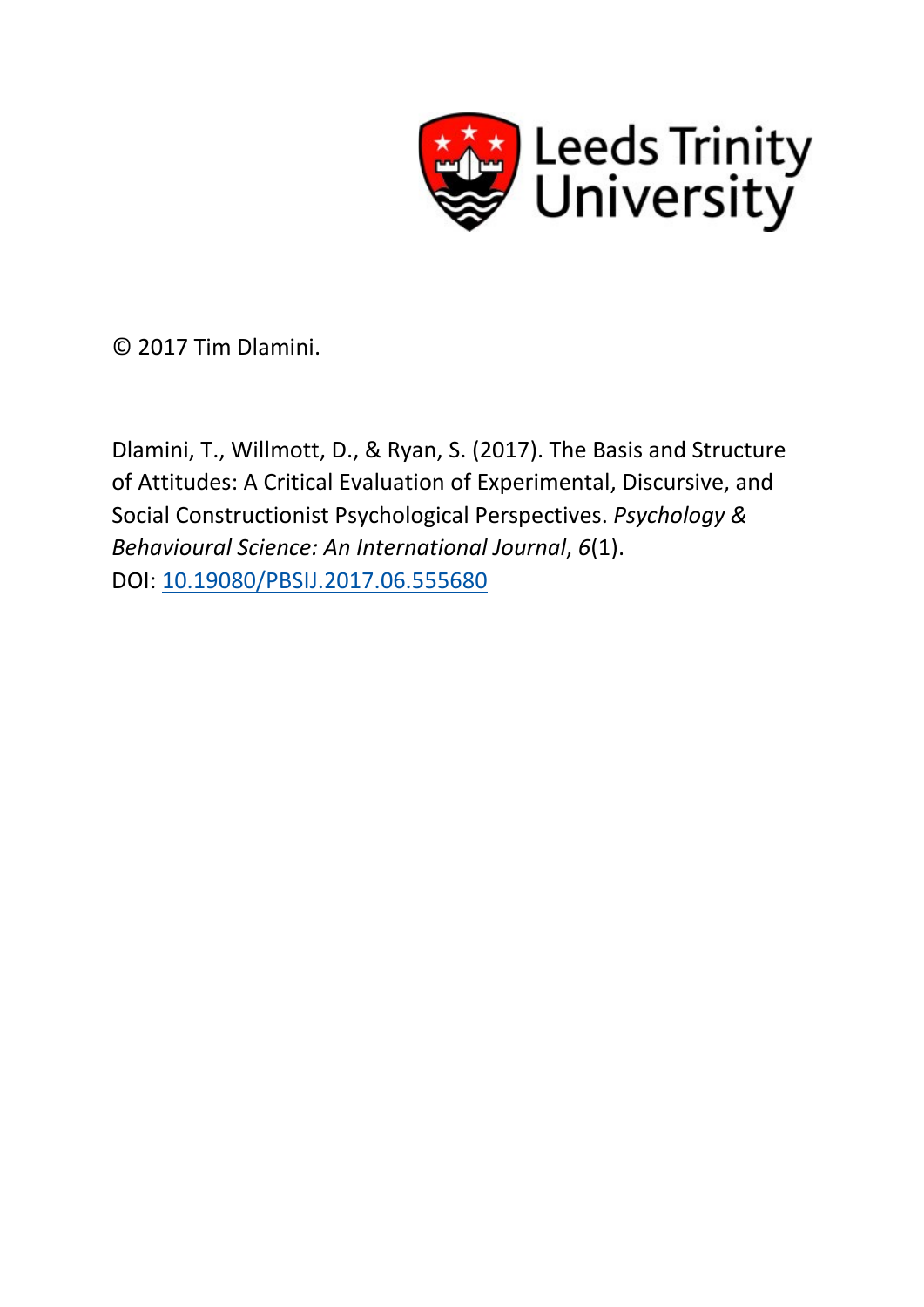Leeds Trinity University

© 2017 Tim Dlamini.

Dlamini, T., Willmott, D., & Ryan, S. (2017). The Basis and Structure of Attitudes: A Critical Evaluation of Experimental, Discursive, and Social Constructionist Psychological Perspectives. *Psychology & Behavioural Science: An International Journal*, *6*(1). DOI: 10.19080/PBSIJ.2017.06.555680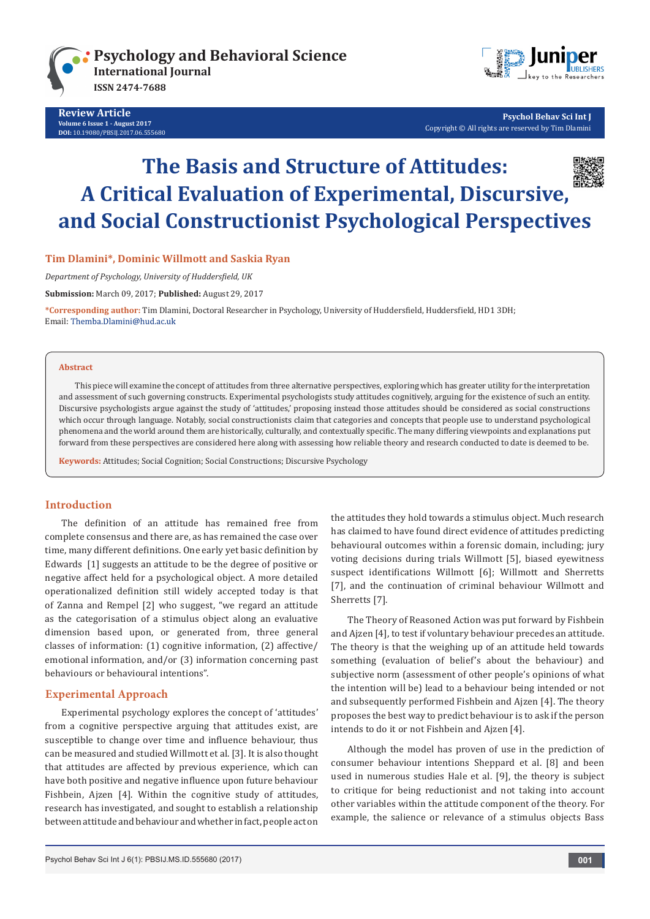# The Basis and Structure of Attitudes: A Critical Evaluation of Experimental, Discursive, and Social Constructionist Psychological Perspectives

**Tim Dlamini*, Dominic Willmott and Saskia Ryan**

*Department of Psychology, University of Huddersfield, UK*

**Submission:** March 09, 2017; **Published:** August 29, 2017

***Corresponding author:** Tim Dlamini, Doctoral Researcher in Psychology, University of Huddersfield, Huddersfield, HD1 3DH; Email: Themba.Dlamini@hud.ac.uk

## Abstract

This piece will examine the concept of attitudes from three alternative perspectives, exploring which has greater utility for the interpretation and assessment of such governing constructs. Experimental psychologists study attitudes cognitively, arguing for the existence of such an entity. Discursive psychologists argue against the study of 'attitudes,' proposing instead those attitudes should be considered as social constructions which occur through language. Notably, social constructionists claim that categories and concepts that people use to understand psychological phenomena and the world around them are historically, culturally, and contextually specific. The many differing viewpoints and explanations put forward from these perspectives are considered here along with assessing how reliable theory and research conducted to date is deemed to be.

**Keywords:** Attitudes; Social Cognition; Social Constructions; Discursive Psychology

## Introduction

The definition of an attitude has remained free from complete consensus and there are, as has remained the case over time, many different definitions. One early yet basic definition by Edwards [1] suggests an attitude to be the degree of positive or negative affect held for a psychological object. A more detailed operationalized definition still widely accepted today is that of Zanna and Rempel [2] who suggest, "we regard an attitude as the categorisation of a stimulus object along an evaluative dimension based upon, or generated from, three general classes of information: (1) cognitive information, (2) affective/emotional information, and/or (3) information concerning past behaviours or behavioural intentions".

## Experimental Approach

Experimental psychology explores the concept of 'attitudes' from a cognitive perspective arguing that attitudes exist, are susceptible to change over time and influence behaviour, thus can be measured and studied Willmott et al. [3]. It is also thought that attitudes are affected by previous experience, which can have both positive and negative influence upon future behaviour Fishbein, Ajzen [4]. Within the cognitive study of attitudes, research has investigated, and sought to establish a relationship between attitude and behaviour and whether in fact, people act on the attitudes they hold towards a stimulus object. Much research has claimed to have found direct evidence of attitudes predicting behavioural outcomes within a forensic domain, including; jury voting decisions during trials Willmott [5], biased eyewitness suspect identifications Willmott [6]; Willmott and Sherretts [7], and the continuation of criminal behaviour Willmott and Sherretts [7].

The Theory of Reasoned Action was put forward by Fishbein and Ajzen [4], to test if voluntary behaviour precedes an attitude. The theory is that the weighing up of an attitude held towards something (evaluation of belief's about the behaviour) and subjective norm (assessment of other people's opinions of what the intention will be) lead to a behaviour being intended or not and subsequently performed Fishbein and Ajzen [4]. The theory proposes the best way to predict behaviour is to ask if the person intends to do it or not Fishbein and Ajzen [4].

Although the model has proven of use in the prediction of consumer behaviour intentions Sheppard et al. [8] and been used in numerous studies Hale et al. [9], the theory is subject to critique for being reductionist and not taking into account other variables within the attitude component of the theory. For example, the salience or relevance of a stimulus objects Bass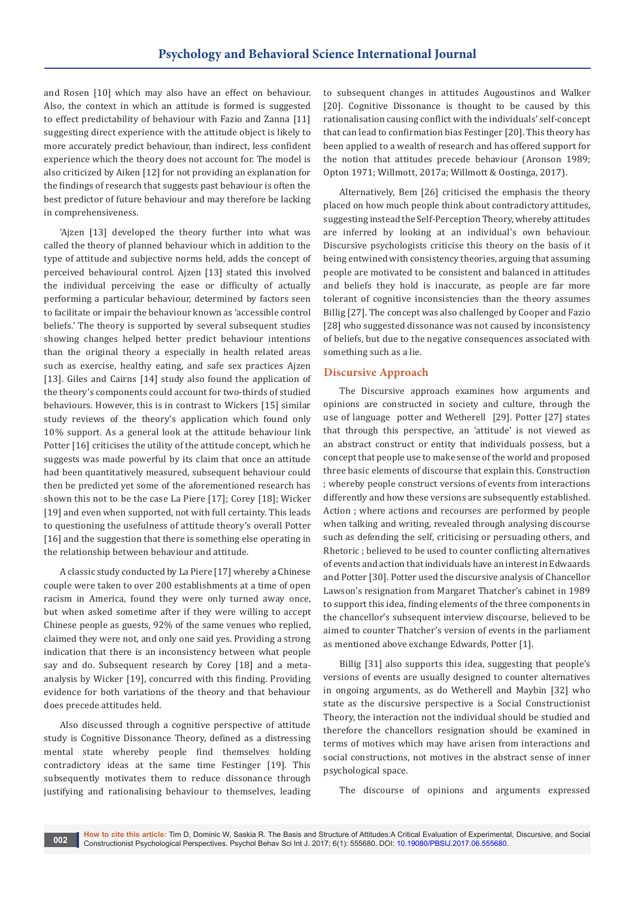and Rosen [10] which may also have an effect on behaviour. Also, the context in which an attitude is formed is suggested to effect predictability of behaviour with Fazio and Zanna [11] suggesting direct experience with the attitude object is likely to more accurately predict behaviour, than indirect, less confident experience which the theory does not account for. The model is also criticized by Aiken [12] for not providing an explanation for the findings of research that suggests past behaviour is often the best predictor of future behaviour and may therefore be lacking in comprehensiveness.

'Ajzen [13] developed the theory further into what was called the theory of planned behaviour which in addition to the type of attitude and subjective norms held, adds the concept of perceived behavioural control. Ajzen [13] stated this involved the individual perceiving the ease or difficulty of actually performing a particular behaviour, determined by factors seen to facilitate or impair the behaviour known as 'accessible control beliefs.' The theory is supported by several subsequent studies showing changes helped better predict behaviour intentions than the original theory a especially in health related areas such as exercise, healthy eating, and safe sex practices Ajzen [13]. Giles and Cairns [14] study also found the application of the theory's components could account for two-thirds of studied behaviours. However, this is in contrast to Wickers [15] similar study reviews of the theory's application which found only 10% support. As a general look at the attitude behaviour link Potter [16] criticises the utility of the attitude concept, which he suggests was made powerful by its claim that once an attitude had been quantitatively measured, subsequent behaviour could then be predicted yet some of the aforementioned research has shown this not to be the case La Piere [17]; Corey [18]; Wicker [19] and even when supported, not with full certainty. This leads to questioning the usefulness of attitude theory's overall Potter [16] and the suggestion that there is something else operating in the relationship between behaviour and attitude.

A classic study conducted by La Piere [17] whereby a Chinese couple were taken to over 200 establishments at a time of open racism in America, found they were only turned away once, but when asked sometime after if they were willing to accept Chinese people as guests, 92% of the same venues who replied, claimed they were not, and only one said yes. Providing a strong indication that there is an inconsistency between what people say and do. Subsequent research by Corey [18] and a meta-analysis by Wicker [19], concurred with this finding. Providing evidence for both variations of the theory and that behaviour does precede attitudes held.

Also discussed through a cognitive perspective of attitude study is Cognitive Dissonance Theory, defined as a distressing mental state whereby people find themselves holding contradictory ideas at the same time Festinger [19]. This subsequently motivates them to reduce dissonance through justifying and rationalising behaviour to themselves, leading to subsequent changes in attitudes Augoustinos and Walker [20]. Cognitive Dissonance is thought to be caused by this rationalisation causing conflict with the individuals' self-concept that can lead to confirmation bias Festinger [20]. This theory has been applied to a wealth of research and has offered support for the notion that attitudes precede behaviour (Aronson 1989; Opton 1971; Willmott, 2017a; Willmott & Oostinga, 2017).

Alternatively, Bem [26] criticised the emphasis the theory placed on how much people think about contradictory attitudes, suggesting instead the Self-Perception Theory, whereby attitudes are inferred by looking at an individual's own behaviour. Discursive psychologists criticise this theory on the basis of it being entwined with consistency theories, arguing that assuming people are motivated to be consistent and balanced in attitudes and beliefs they hold is inaccurate, as people are far more tolerant of cognitive inconsistencies than the theory assumes Billig [27]. The concept was also challenged by Cooper and Fazio [28] who suggested dissonance was not caused by inconsistency of beliefs, but due to the negative consequences associated with something such as a lie.

## Discursive Approach

The Discursive approach examines how arguments and opinions are constructed in society and culture, through the use of language potter and Wetherell [29]. Potter [27] states that through this perspective, an 'attitude' is not viewed as an abstract construct or entity that individuals possess, but a concept that people use to make sense of the world and proposed three basic elements of discourse that explain this. Construction ; whereby people construct versions of events from interactions differently and how these versions are subsequently established. Action ; where actions and recourses are performed by people when talking and writing, revealed through analysing discourse such as defending the self, criticising or persuading others, and Rhetoric ; believed to be used to counter conflicting alternatives of events and action that individuals have an interest in Edwaards and Potter [30]. Potter used the discursive analysis of Chancellor Lawson's resignation from Margaret Thatcher's cabinet in 1989 to support this idea, finding elements of the three components in the chancellor's subsequent interview discourse, believed to be aimed to counter Thatcher's version of events in the parliament as mentioned above exchange Edwards, Potter [1].

Billig [31] also supports this idea, suggesting that people's versions of events are usually designed to counter alternatives in ongoing arguments, as do Wetherell and Maybin [32] who state as the discursive perspective is a Social Constructionist Theory, the interaction not the individual should be studied and therefore the chancellors resignation should be examined in terms of motives which may have arisen from interactions and social constructions, not motives in the abstract sense of inner psychological space.

The discourse of opinions and arguments expressed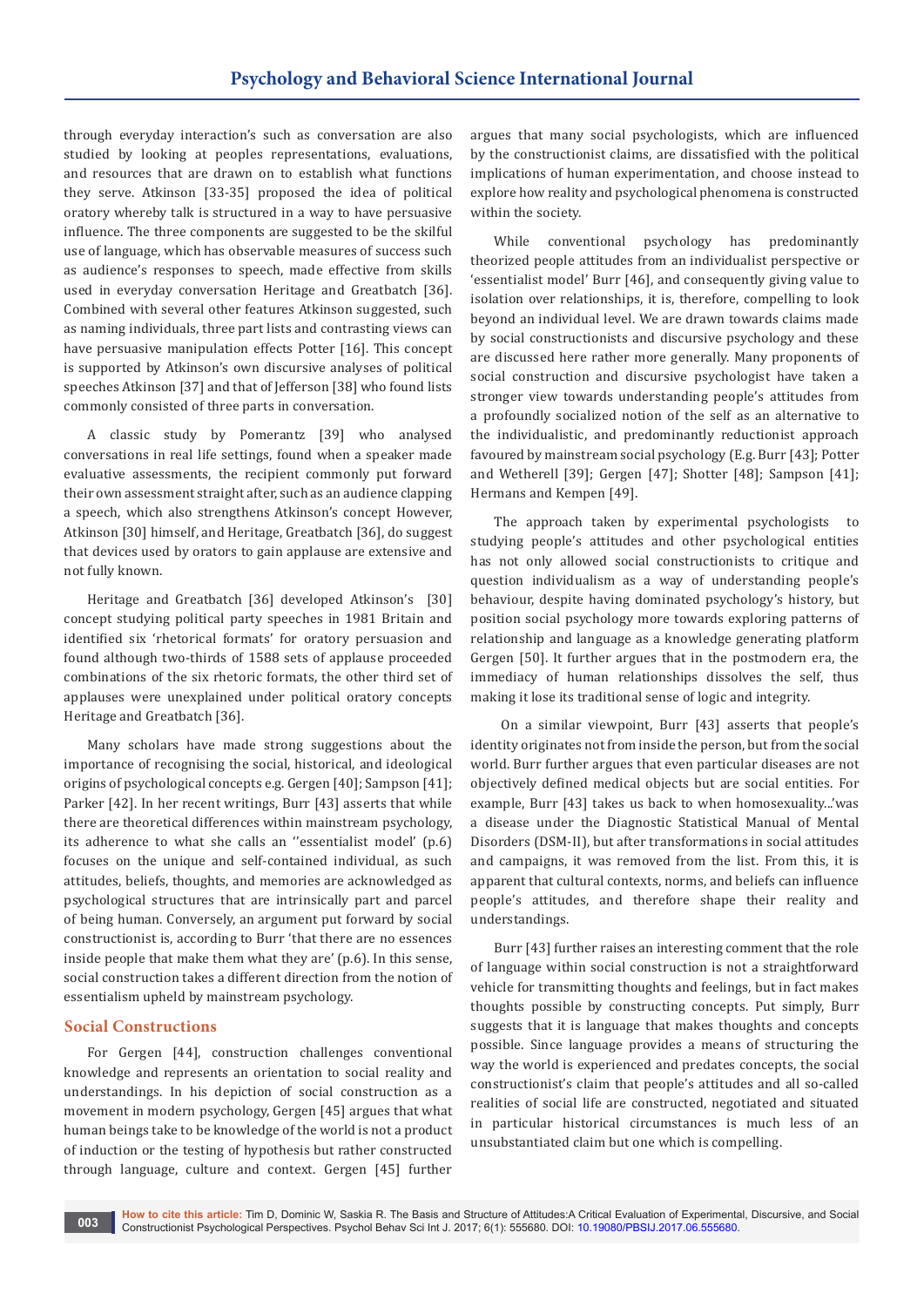through everyday interaction's such as conversation are also studied by looking at peoples representations, evaluations, and resources that are drawn on to establish what functions they serve. Atkinson [33-35] proposed the idea of political oratory whereby talk is structured in a way to have persuasive influence. The three components are suggested to be the skilful use of language, which has observable measures of success such as audience's responses to speech, made effective from skills used in everyday conversation Heritage and Greatbatch [36]. Combined with several other features Atkinson suggested, such as naming individuals, three part lists and contrasting views can have persuasive manipulation effects Potter [16]. This concept is supported by Atkinson's own discursive analyses of political speeches Atkinson [37] and that of Jefferson [38] who found lists commonly consisted of three parts in conversation.

A classic study by Pomerantz [39] who analysed conversations in real life settings, found when a speaker made evaluative assessments, the recipient commonly put forward their own assessment straight after, such as an audience clapping a speech, which also strengthens Atkinson's concept However, Atkinson [30] himself, and Heritage, Greatbatch [36], do suggest that devices used by orators to gain applause are extensive and not fully known.

Heritage and Greatbatch [36] developed Atkinson's [30] concept studying political party speeches in 1981 Britain and identified six 'rhetorical formats' for oratory persuasion and found although two-thirds of 1588 sets of applause proceeded combinations of the six rhetoric formats, the other third set of applauses were unexplained under political oratory concepts Heritage and Greatbatch [36].

Many scholars have made strong suggestions about the importance of recognising the social, historical, and ideological origins of psychological concepts e.g. Gergen [40]; Sampson [41]; Parker [42]. In her recent writings, Burr [43] asserts that while there are theoretical differences within mainstream psychology, its adherence to what she calls an ''essentialist model' (p.6) focuses on the unique and self-contained individual, as such attitudes, beliefs, thoughts, and memories are acknowledged as psychological structures that are intrinsically part and parcel of being human. Conversely, an argument put forward by social constructionist is, according to Burr 'that there are no essences inside people that make them what they are' (p.6). In this sense, social construction takes a different direction from the notion of essentialism upheld by mainstream psychology.

## Social Constructions

For Gergen [44], construction challenges conventional knowledge and represents an orientation to social reality and understandings. In his depiction of social construction as a movement in modern psychology, Gergen [45] argues that what human beings take to be knowledge of the world is not a product of induction or the testing of hypothesis but rather constructed through language, culture and context. Gergen [45] further argues that many social psychologists, which are influenced by the constructionist claims, are dissatisfied with the political implications of human experimentation, and choose instead to explore how reality and psychological phenomena is constructed within the society.

While conventional psychology has predominantly theorized people attitudes from an individualist perspective or 'essentialist model' Burr [46], and consequently giving value to isolation over relationships, it is, therefore, compelling to look beyond an individual level. We are drawn towards claims made by social constructionists and discursive psychology and these are discussed here rather more generally. Many proponents of social construction and discursive psychologist have taken a stronger view towards understanding people's attitudes from a profoundly socialized notion of the self as an alternative to the individualistic, and predominantly reductionist approach favoured by mainstream social psychology (E.g. Burr [43]; Potter and Wetherell [39]; Gergen [47]; Shotter [48]; Sampson [41]; Hermans and Kempen [49].

The approach taken by experimental psychologists to studying people's attitudes and other psychological entities has not only allowed social constructionists to critique and question individualism as a way of understanding people's behaviour, despite having dominated psychology's history, but position social psychology more towards exploring patterns of relationship and language as a knowledge generating platform Gergen [50]. It further argues that in the postmodern era, the immediacy of human relationships dissolves the self, thus making it lose its traditional sense of logic and integrity.

On a similar viewpoint, Burr [43] asserts that people's identity originates not from inside the person, but from the social world. Burr further argues that even particular diseases are not objectively defined medical objects but are social entities. For example, Burr [43] takes us back to when homosexuality...'was a disease under the Diagnostic Statistical Manual of Mental Disorders (DSM-II), but after transformations in social attitudes and campaigns, it was removed from the list. From this, it is apparent that cultural contexts, norms, and beliefs can influence people's attitudes, and therefore shape their reality and understandings.

Burr [43] further raises an interesting comment that the role of language within social construction is not a straightforward vehicle for transmitting thoughts and feelings, but in fact makes thoughts possible by constructing concepts. Put simply, Burr suggests that it is language that makes thoughts and concepts possible. Since language provides a means of structuring the way the world is experienced and predates concepts, the social constructionist's claim that people's attitudes and all so-called realities of social life are constructed, negotiated and situated in particular historical circumstances is much less of an unsubstantiated claim but one which is compelling.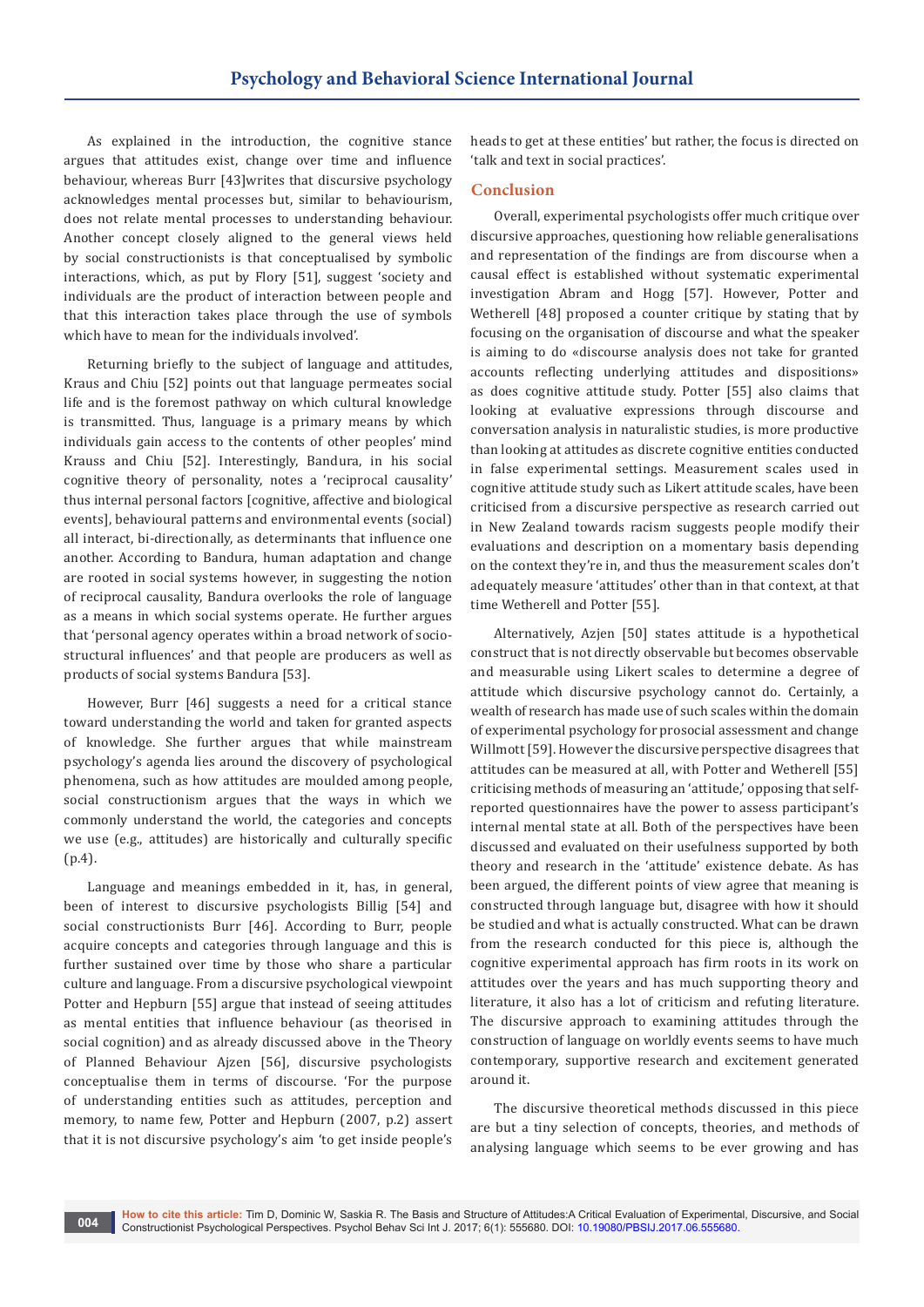As explained in the introduction, the cognitive stance argues that attitudes exist, change over time and influence behaviour, whereas Burr [43]writes that discursive psychology acknowledges mental processes but, similar to behaviourism, does not relate mental processes to understanding behaviour. Another concept closely aligned to the general views held by social constructionists is that conceptualised by symbolic interactions, which, as put by Flory [51], suggest 'society and individuals are the product of interaction between people and that this interaction takes place through the use of symbols which have to mean for the individuals involved'.

Returning briefly to the subject of language and attitudes, Kraus and Chiu [52] points out that language permeates social life and is the foremost pathway on which cultural knowledge is transmitted. Thus, language is a primary means by which individuals gain access to the contents of other peoples' mind Krauss and Chiu [52]. Interestingly, Bandura, in his social cognitive theory of personality, notes a 'reciprocal causality' thus internal personal factors [cognitive, affective and biological events], behavioural patterns and environmental events (social) all interact, bi-directionally, as determinants that influence one another. According to Bandura, human adaptation and change are rooted in social systems however, in suggesting the notion of reciprocal causality, Bandura overlooks the role of language as a means in which social systems operate. He further argues that 'personal agency operates within a broad network of socio-structural influences' and that people are producers as well as products of social systems Bandura [53].

However, Burr [46] suggests a need for a critical stance toward understanding the world and taken for granted aspects of knowledge. She further argues that while mainstream psychology's agenda lies around the discovery of psychological phenomena, such as how attitudes are moulded among people, social constructionism argues that the ways in which we commonly understand the world, the categories and concepts we use (e.g., attitudes) are historically and culturally specific (p.4).

Language and meanings embedded in it, has, in general, been of interest to discursive psychologists Billig [54] and social constructionists Burr [46]. According to Burr, people acquire concepts and categories through language and this is further sustained over time by those who share a particular culture and language. From a discursive psychological viewpoint Potter and Hepburn [55] argue that instead of seeing attitudes as mental entities that influence behaviour (as theorised in social cognition) and as already discussed above in the Theory of Planned Behaviour Ajzen [56], discursive psychologists conceptualise them in terms of discourse. 'For the purpose of understanding entities such as attitudes, perception and memory, to name few, Potter and Hepburn (2007, p.2) assert that it is not discursive psychology's aim 'to get inside people's heads to get at these entities' but rather, the focus is directed on 'talk and text in social practices'.

## Conclusion

Overall, experimental psychologists offer much critique over discursive approaches, questioning how reliable generalisations and representation of the findings are from discourse when a causal effect is established without systematic experimental investigation Abram and Hogg [57]. However, Potter and Wetherell [48] proposed a counter critique by stating that by focusing on the organisation of discourse and what the speaker is aiming to do «discourse analysis does not take for granted accounts reflecting underlying attitudes and dispositions» as does cognitive attitude study. Potter [55] also claims that looking at evaluative expressions through discourse and conversation analysis in naturalistic studies, is more productive than looking at attitudes as discrete cognitive entities conducted in false experimental settings. Measurement scales used in cognitive attitude study such as Likert attitude scales, have been criticised from a discursive perspective as research carried out in New Zealand towards racism suggests people modify their evaluations and description on a momentary basis depending on the context they're in, and thus the measurement scales don't adequately measure 'attitudes' other than in that context, at that time Wetherell and Potter [55].

Alternatively, Azjen [50] states attitude is a hypothetical construct that is not directly observable but becomes observable and measurable using Likert scales to determine a degree of attitude which discursive psychology cannot do. Certainly, a wealth of research has made use of such scales within the domain of experimental psychology for prosocial assessment and change Willmott [59]. However the discursive perspective disagrees that attitudes can be measured at all, with Potter and Wetherell [55] criticising methods of measuring an 'attitude,' opposing that self-reported questionnaires have the power to assess participant's internal mental state at all. Both of the perspectives have been discussed and evaluated on their usefulness supported by both theory and research in the 'attitude' existence debate. As has been argued, the different points of view agree that meaning is constructed through language but, disagree with how it should be studied and what is actually constructed. What can be drawn from the research conducted for this piece is, although the cognitive experimental approach has firm roots in its work on attitudes over the years and has much supporting theory and literature, it also has a lot of criticism and refuting literature. The discursive approach to examining attitudes through the construction of language on worldly events seems to have much contemporary, supportive research and excitement generated around it.

The discursive theoretical methods discussed in this piece are but a tiny selection of concepts, theories, and methods of analysing language which seems to be ever growing and has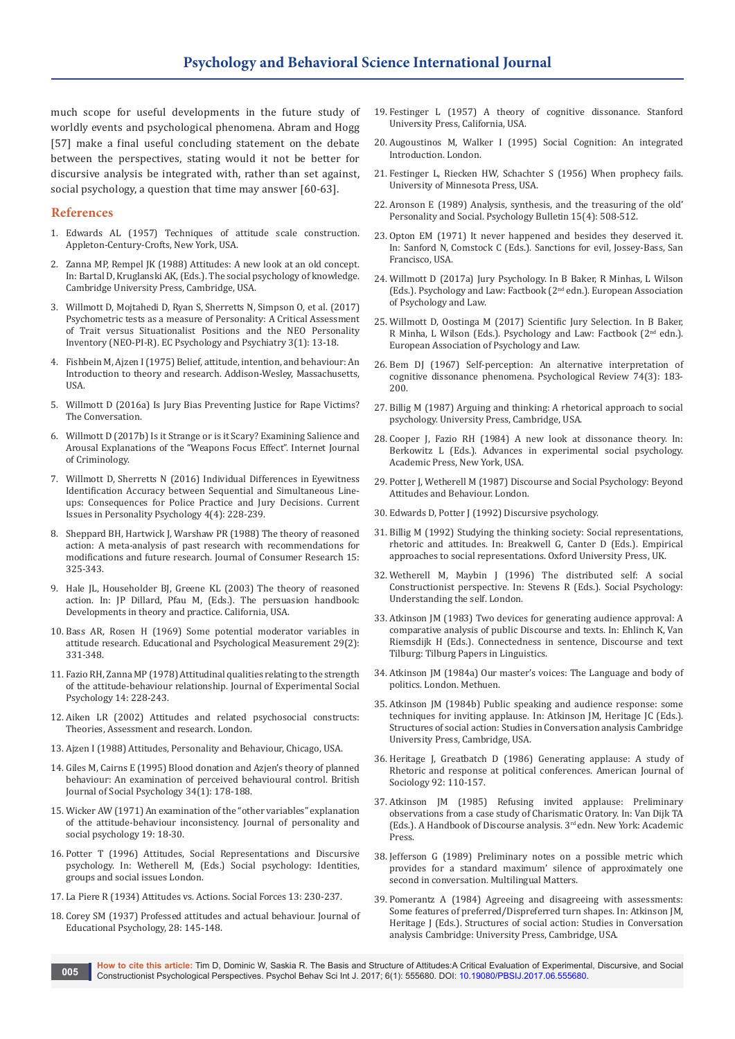much scope for useful developments in the future study of worldly events and psychological phenomena. Abram and Hogg [57] make a final useful concluding statement on the debate between the perspectives, stating would it not be better for discursive analysis be integrated with, rather than set against, social psychology, a question that time may answer [60-63].

## References

1. Edwards AL (1957) Techniques of attitude scale construction. Appleton-Century-Crofts, New York, USA.
2. Zanna MP, Rempel JK (1988) Attitudes: A new look at an old concept. In: Bartal D, Kruglanski AK, (Eds.). The social psychology of knowledge. Cambridge University Press, Cambridge, USA.
3. Willmott D, Mojtahedi D, Ryan S, Sherretts N, Simpson O, et al. (2017) Psychometric tests as a measure of Personality: A Critical Assessment of Trait versus Situationalist Positions and the NEO Personality Inventory (NEO-PI-R). EC Psychology and Psychiatry 3(1): 13-18.
4. Fishbein M, Ajzen I (1975) Belief, attitude, intention, and behaviour: An Introduction to theory and research. Addison-Wesley, Massachusetts, USA.
5. Willmott D (2016a) Is Jury Bias Preventing Justice for Rape Victims? The Conversation.
6. Willmott D (2017b) Is it Strange or is it Scary? Examining Salience and Arousal Explanations of the "Weapons Focus Effect". Internet Journal of Criminology.
7. Willmott D, Sherretts N (2016) Individual Differences in Eyewitness Identification Accuracy between Sequential and Simultaneous Line-ups: Consequences for Police Practice and Jury Decisions. Current Issues in Personality Psychology 4(4): 228-239.
8. Sheppard BH, Hartwick J, Warshaw PR (1988) The theory of reasoned action: A meta-analysis of past research with recommendations for modifications and future research. Journal of Consumer Research 15: 325-343.
9. Hale JL, Householder BJ, Greene KL (2003) The theory of reasoned action. In: JP Dillard, Pfau M, (Eds.). The persuasion handbook: Developments in theory and practice. California, USA.
10. Bass AR, Rosen H (1969) Some potential moderator variables in attitude research. Educational and Psychological Measurement 29(2): 331-348.
11. Fazio RH, Zanna MP (1978) Attitudinal qualities relating to the strength of the attitude-behaviour relationship. Journal of Experimental Social Psychology 14: 228-243.
12. Aiken LR (2002) Attitudes and related psychosocial constructs: Theories, Assessment and research. London.
13. Ajzen I (1988) Attitudes, Personality and Behaviour, Chicago, USA.
14. Giles M, Cairns E (1995) Blood donation and Azjen's theory of planned behaviour: An examination of perceived behavioural control. British Journal of Social Psychology 34(1): 178-188.
15. Wicker AW (1971) An examination of the "other variables" explanation of the attitude-behaviour inconsistency. Journal of personality and social psychology 19: 18-30.
16. Potter T (1996) Attitudes, Social Representations and Discursive psychology. In: Wetherell M, (Eds.) Social psychology: Identities, groups and social issues London.
17. La Piere R (1934) Attitudes vs. Actions. Social Forces 13: 230-237.
18. Corey SM (1937) Professed attitudes and actual behaviour. Journal of Educational Psychology, 28: 145-148.
19. Festinger L (1957) A theory of cognitive dissonance. Stanford University Press, California, USA.
20. Augoustinos M, Walker I (1995) Social Cognition: An integrated Introduction. London.
21. Festinger L, Riecken HW, Schachter S (1956) When prophecy fails. University of Minnesota Press, USA.
22. Aronson E (1989) Analysis, synthesis, and the treasuring of the old' Personality and Social. Psychology Bulletin 15(4): 508-512.
23. Opton EM (1971) It never happened and besides they deserved it. In: Sanford N, Comstock C (Eds.). Sanctions for evil, Jossey-Bass, San Francisco, USA.
24. Willmott D (2017a) Jury Psychology. In B Baker, R Minhas, L Wilson (Eds.). Psychology and Law: Factbook (2nd edn.). European Association of Psychology and Law.
25. Willmott D, Oostinga M (2017) Scientific Jury Selection. In B Baker, R Minha, L Wilson (Eds.). Psychology and Law: Factbook (2nd edn.). European Association of Psychology and Law.
26. Bem DJ (1967) Self-perception: An alternative interpretation of cognitive dissonance phenomena. Psychological Review 74(3): 183-200.
27. Billig M (1987) Arguing and thinking: A rhetorical approach to social psychology. University Press, Cambridge, USA.
28. Cooper J, Fazio RH (1984) A new look at dissonance theory. In: Berkowitz L (Eds.). Advances in experimental social psychology. Academic Press, New York, USA.
29. Potter J, Wetherell M (1987) Discourse and Social Psychology: Beyond Attitudes and Behaviour. London.
30. Edwards D, Potter J (1992) Discursive psychology.
31. Billig M (1992) Studying the thinking society: Social representations, rhetoric and attitudes. In: Breakwell G, Canter D (Eds.). Empirical approaches to social representations. Oxford University Press, UK.
32. Wetherell M, Maybin J (1996) The distributed self: A social Constructionist perspective. In: Stevens R (Eds.). Social Psychology: Understanding the self. London.
33. Atkinson JM (1983) Two devices for generating audience approval: A comparative analysis of public Discourse and texts. In: Ehlinch K, Van Riemsdijk H (Eds.). Connectedness in sentence, Discourse and text Tilburg: Tilburg Papers in Linguistics.
34. Atkinson JM (1984a) Our master's voices: The Language and body of politics. London. Methuen.
35. Atkinson JM (1984b) Public speaking and audience response: some techniques for inviting applause. In: Atkinson JM, Heritage JC (Eds.). Structures of social action: Studies in Conversation analysis Cambridge University Press, Cambridge, USA.
36. Heritage J, Greatbatch D (1986) Generating applause: A study of Rhetoric and response at political conferences. American Journal of Sociology 92: 110-157.
37. Atkinson JM (1985) Refusing invited applause: Preliminary observations from a case study of Charismatic Oratory. In: Van Dijk TA (Eds.). A Handbook of Discourse analysis. 3rd edn. New York: Academic Press.
38. Jefferson G (1989) Preliminary notes on a possible metric which provides for a standard maximum' silence of approximately one second in conversation. Multilingual Matters.
39. Pomerantz A (1984) Agreeing and disagreeing with assessments: Some features of preferred/Dispreferred turn shapes. In: Atkinson JM, Heritage J (Eds.). Structures of social action: Studies in Conversation analysis Cambridge: University Press, Cambridge, USA.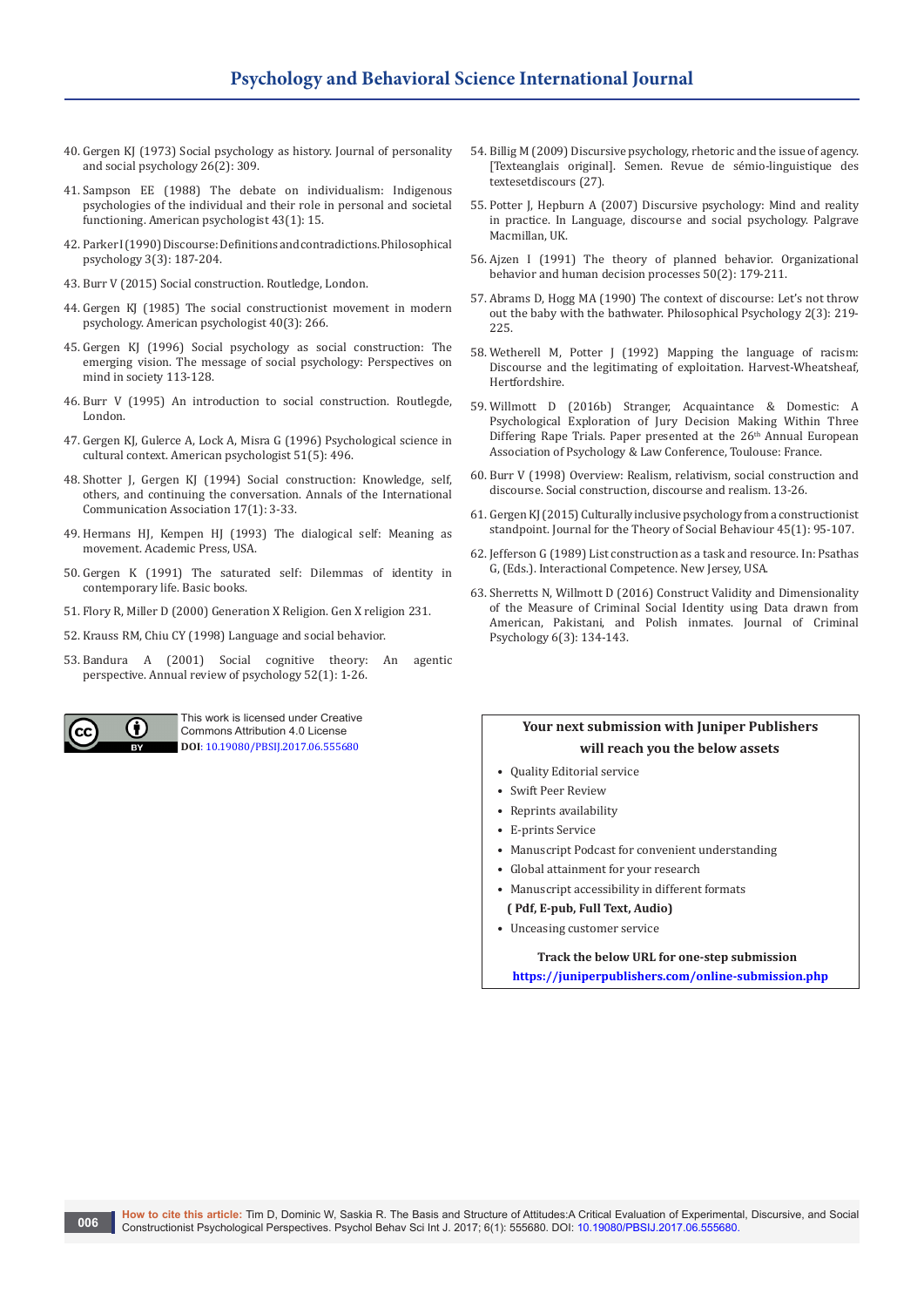40. Gergen KJ (1973) Social psychology as history. Journal of personality and social psychology 26(2): 309.

41. Sampson EE (1988) The debate on individualism: Indigenous psychologies of the individual and their role in personal and societal functioning. American psychologist 43(1): 15.

42. Parker I (1990) Discourse: Definitions and contradictions. Philosophical psychology 3(3): 187-204.

43. Burr V (2015) Social construction. Routledge, London.

44. Gergen KJ (1985) The social constructionist movement in modern psychology. American psychologist 40(3): 266.

45. Gergen KJ (1996) Social psychology as social construction: The emerging vision. The message of social psychology: Perspectives on mind in society 113-128.

46. Burr V (1995) An introduction to social construction. Routlegde, London.

47. Gergen KJ, Gulerce A, Lock A, Misra G (1996) Psychological science in cultural context. American psychologist 51(5): 496.

48. Shotter J, Gergen KJ (1994) Social construction: Knowledge, self, others, and continuing the conversation. Annals of the International Communication Association 17(1): 3-33.

49. Hermans HJ, Kempen HJ (1993) The dialogical self: Meaning as movement. Academic Press, USA.

50. Gergen K (1991) The saturated self: Dilemmas of identity in contemporary life. Basic books.

51. Flory R, Miller D (2000) Generation X Religion. Gen X religion 231.

52. Krauss RM, Chiu CY (1998) Language and social behavior.

53. Bandura A (2001) Social cognitive theory: An agentic perspective. Annual review of psychology 52(1): 1-26.

54. Billig M (2009) Discursive psychology, rhetoric and the issue of agency. [Texteanglais original]. Semen. Revue de sémio-linguistique des textesetdiscours (27).

55. Potter J, Hepburn A (2007) Discursive psychology: Mind and reality in practice. In Language, discourse and social psychology. Palgrave Macmillan, UK.

56. Ajzen I (1991) The theory of planned behavior. Organizational behavior and human decision processes 50(2): 179-211.

57. Abrams D, Hogg MA (1990) The context of discourse: Let's not throw out the baby with the bathwater. Philosophical Psychology 2(3): 219-225.

58. Wetherell M, Potter J (1992) Mapping the language of racism: Discourse and the legitimating of exploitation. Harvest-Wheatsheaf, Hertfordshire.

59. Willmott D (2016b) Stranger, Acquaintance & Domestic: A Psychological Exploration of Jury Decision Making Within Three Differing Rape Trials. Paper presented at the 26th Annual European Association of Psychology & Law Conference, Toulouse: France.

60. Burr V (1998) Overview: Realism, relativism, social construction and discourse. Social construction, discourse and realism. 13-26.

61. Gergen KJ (2015) Culturally inclusive psychology from a constructionist standpoint. Journal for the Theory of Social Behaviour 45(1): 95-107.

62. Jefferson G (1989) List construction as a task and resource. In: Psathas G, (Eds.). Interactional Competence. New Jersey, USA.

63. Sherretts N, Willmott D (2016) Construct Validity and Dimensionality of the Measure of Criminal Social Identity using Data drawn from American, Pakistani, and Polish inmates. Journal of Criminal Psychology 6(3): 134-143.

This work is licensed under Creative Commons Attribution 4.0 License
**DOI**: 10.19080/PBSIJ.2017.06.555680

**Your next submission with Juniper Publishers will reach you the below assets**

- Quality Editorial service
- Swift Peer Review
- Reprints availability
- E-prints Service
- Manuscript Podcast for convenient understanding
- Global attainment for your research
- Manuscript accessibility in different formats **( Pdf, E-pub, Full Text, Audio)**
- Unceasing customer service

**Track the below URL for one-step submission**
**https://juniperpublishers.com/online-submission.php**

**How to cite this article:** Tim D, Dominic W, Saskia R. The Basis and Structure of Attitudes:A Critical Evaluation of Experimental, Discursive, and Social Constructionist Psychological Perspectives. Psychol Behav Sci Int J. 2017; 6(1): 555680. DOI: 10.19080/PBSIJ.2017.06.555680.